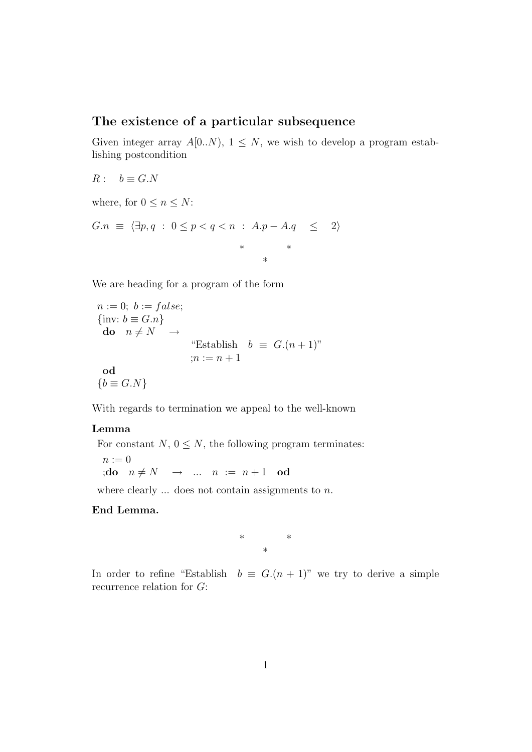## The existence of a particular subsequence

Given integer array $A[0..N)$, $1 \le N$, we wish to develop a program establishing postcondition

$R: \quad b \equiv G.N$

where, for $0 \le n \le N$:

$$G.n \ \equiv \ \langle \exists p, q \ : \ 0 \le p < q < n \ : \ A.p - A.q \quad \le \quad 2 \rangle$$

\* \* \*

We are heading for a program of the form

```
n := 0; b := false;
{inv: b ≡ G.n}
 do  n ≠ N  →
                  "Establish  b ≡ G.(n+1)"
                  ;n := n + 1
 od
{b ≡ G.N}
```

With regards to termination we appeal to the well-known

**Lemma**

For constant $N$, $0 \le N$, the following program terminates:

```
n := 0
;do  n ≠ N  →  ...  n := n + 1  od
```

where clearly ... does not contain assignments to $n$.

**End Lemma.**

\* \* \*

In order to refine "Establish $b \equiv G.(n+1)$" we try to derive a simple recurrence relation for $G$: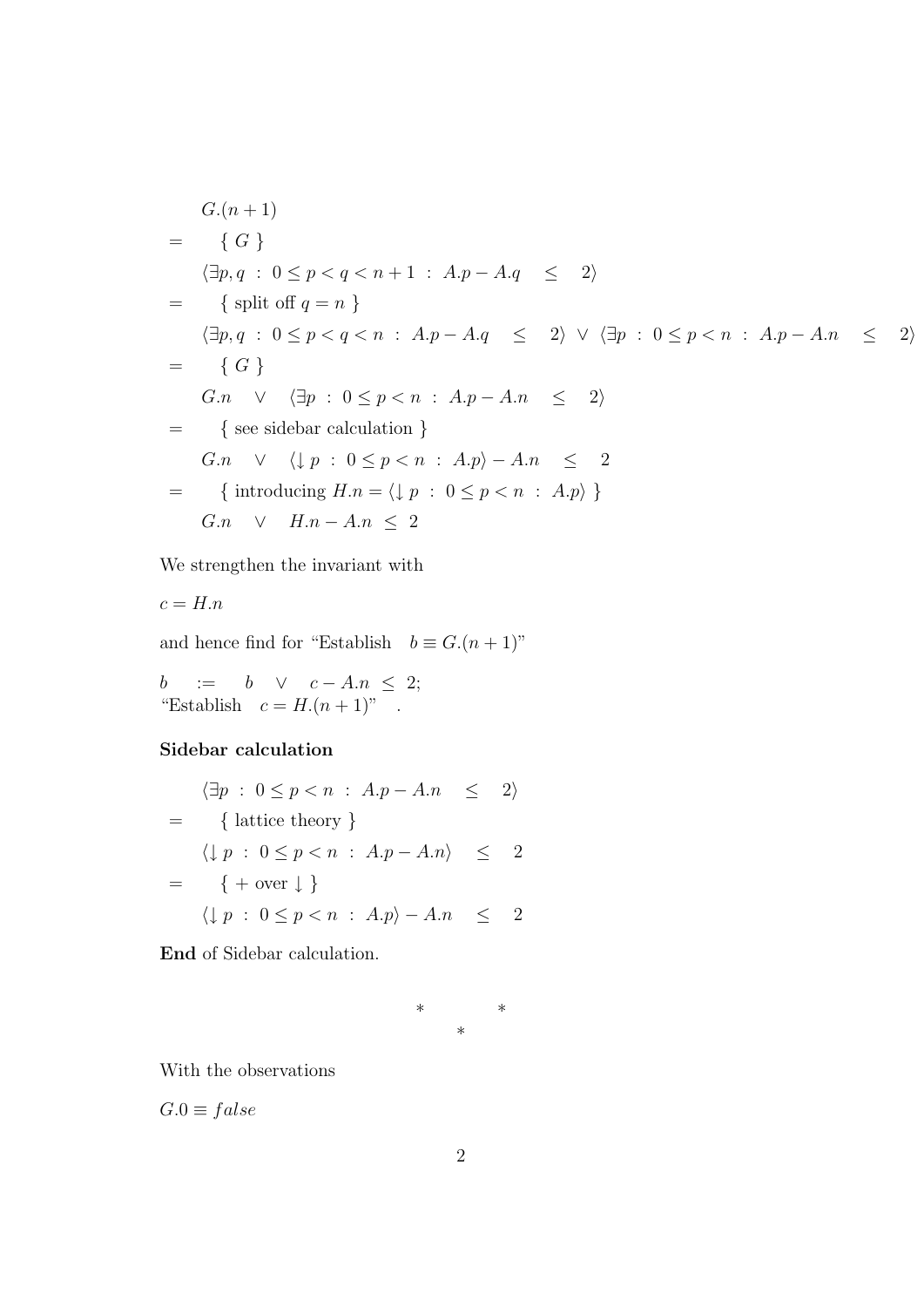$$
\begin{array}{ll}
 & G.(n+1) \\
= & \quad \{ \; G \; \} \\
 & \langle \exists p,q \;:\; 0 \le p < q < n+1 \;:\; A.p - A.q \quad \le \quad 2 \rangle \\
= & \quad \{ \text{ split off } q = n \; \} \\
 & \langle \exists p,q \;:\; 0 \le p < q < n \;:\; A.p - A.q \quad \le \quad 2 \rangle \;\vee\; \langle \exists p \;:\; 0 \le p < n \;:\; A.p - A.n \quad \le \quad 2 \rangle \\
= & \quad \{ \; G \; \} \\
 & G.n \quad \vee \quad \langle \exists p \;:\; 0 \le p < n \;:\; A.p - A.n \quad \le \quad 2 \rangle \\
= & \quad \{ \text{ see sidebar calculation } \} \\
 & G.n \quad \vee \quad \langle \downarrow p \;:\; 0 \le p < n \;:\; A.p \rangle - A.n \quad \le \quad 2 \\
= & \quad \{ \text{ introducing } H.n = \langle \downarrow p \;:\; 0 \le p < n \;:\; A.p \rangle \; \} \\
 & G.n \quad \vee \quad H.n - A.n \;\le\; 2
\end{array}
$$

We strengthen the invariant with

$c = H.n$

and hence find for "Establish $\quad b \equiv G.(n+1)$"

$b \quad := \quad b \quad \vee \quad c - A.n \;\le\; 2;$
"Establish $\quad c = H.(n+1)$" .

**Sidebar calculation**

$$
\begin{array}{ll}
 & \langle \exists p \;:\; 0 \le p < n \;:\; A.p - A.n \quad \le \quad 2 \rangle \\
= & \quad \{ \text{ lattice theory } \} \\
 & \langle \downarrow p \;:\; 0 \le p < n \;:\; A.p - A.n \rangle \quad \le \quad 2 \\
= & \quad \{ \; + \text{ over } \downarrow \; \} \\
 & \langle \downarrow p \;:\; 0 \le p < n \;:\; A.p \rangle - A.n \quad \le \quad 2
\end{array}
$$

**End** of Sidebar calculation.

\* \* \*

With the observations

$G.0 \equiv false$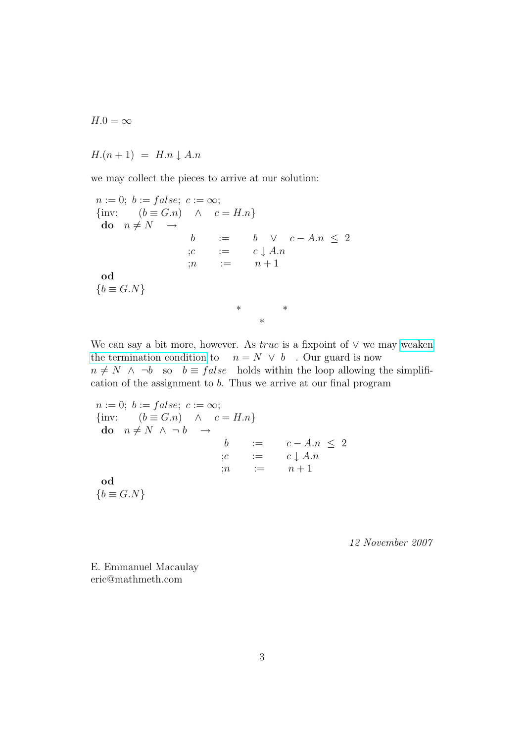$H.0 = \infty$

$H.(n+1) \;=\; H.n \downarrow A.n$

we may collect the pieces to arrive at our solution:

$$
\begin{array}{l}
n := 0;\; b := \mathit{false};\; c := \infty; \\
\{\text{inv:} \quad (b \equiv G.n) \quad \wedge \quad c = H.n\} \\
\quad \mathbf{do} \quad n \neq N \quad \rightarrow \\
\qquad\qquad\qquad\qquad b \quad := \quad b \quad \vee \quad c - A.n \;\leq\; 2 \\
\qquad\qquad\qquad\qquad ;c \quad := \quad c \downarrow A.n \\
\qquad\qquad\qquad\qquad ;n \quad := \quad n + 1 \\
\quad \mathbf{od} \\
\{b \equiv G.N\}
\end{array}
$$

\* \* \*

We can say a bit more, however. As $\mathit{true}$ is a fixpoint of $\vee$ we may weaken the termination condition to $\quad n = N \;\vee\; b \quad$. Our guard is now $n \neq N \;\wedge\; \neg b \quad$ so $\quad b \equiv \mathit{false} \quad$ holds within the loop allowing the simplification of the assignment to $b$. Thus we arrive at our final program

$$
\begin{array}{l}
n := 0;\; b := \mathit{false};\; c := \infty; \\
\{\text{inv:} \quad (b \equiv G.n) \quad \wedge \quad c = H.n\} \\
\quad \mathbf{do} \quad n \neq N \;\wedge\; \neg\, b \quad \rightarrow \\
\qquad\qquad\qquad\qquad b \quad := \quad c - A.n \;\leq\; 2 \\
\qquad\qquad\qquad\qquad ;c \quad := \quad c \downarrow A.n \\
\qquad\qquad\qquad\qquad ;n \quad := \quad n + 1 \\
\quad \mathbf{od} \\
\{b \equiv G.N\}
\end{array}
$$

*12 November 2007*

E. Emmanuel Macaulay
eric@mathmeth.com